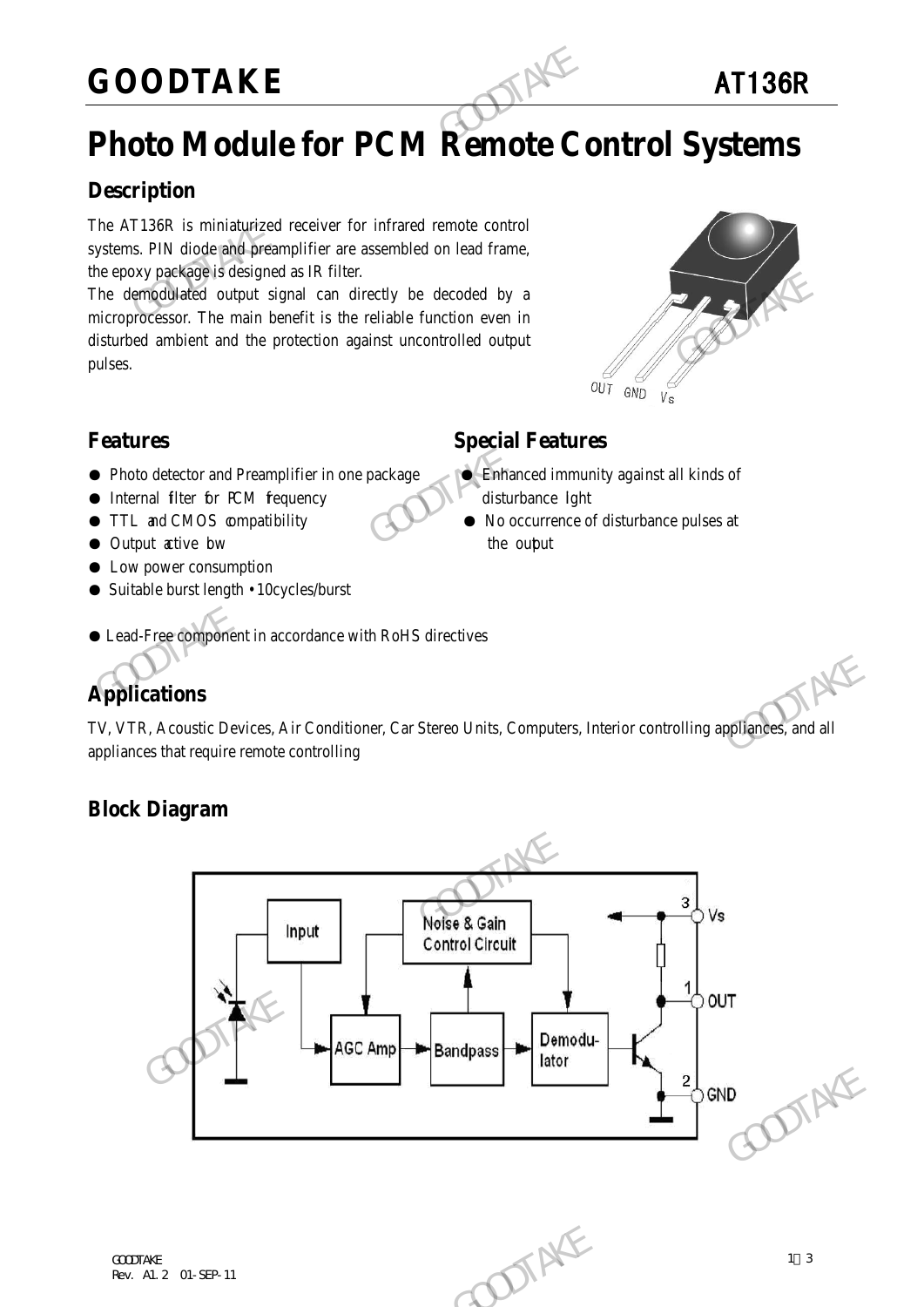# GOODTAKE AT136R

# Photo Module for PCM Remote Control Systems

## Description

The AT136R is miniaturized receiver for infrared remote control systems. PIN diode and preamplifier are assembled on lead frame, the epoxy package is designed as IR filter.

The demodulated output signal can directly be decoded by a microprocessor. The main benefit is the reliable function even in disturbed ambient and the protection against uncontrolled output pulses.

OUT GND Vs

## Features

- Photo detector and Preamplifier in one package
- Internal filter for PCM frequency
- TTL and CMOS compatibility
- Output active low
- Low power consumption
- Suitable burst length • 10cycles/burst
- Lead-Free component in accordance with RoHS directives

## Special Features

- Enhanced immunity against all kinds of disturbance light
- No occurrence of disturbance pulses at the output

## Applications

TV, VTR, Acoustic Devices, Air Conditioner, Car Stereo Units, Computers, Interior controlling appliances, and all appliances that require remote controlling

## Block Diagram

Input | Noise & Gain Control Circuit | AGC Amp | Bandpass | Demodu-lator | 3 Vs | 1 OUT | 2 GND

GOODTAKE
Rev. A1.2 01-SEP-11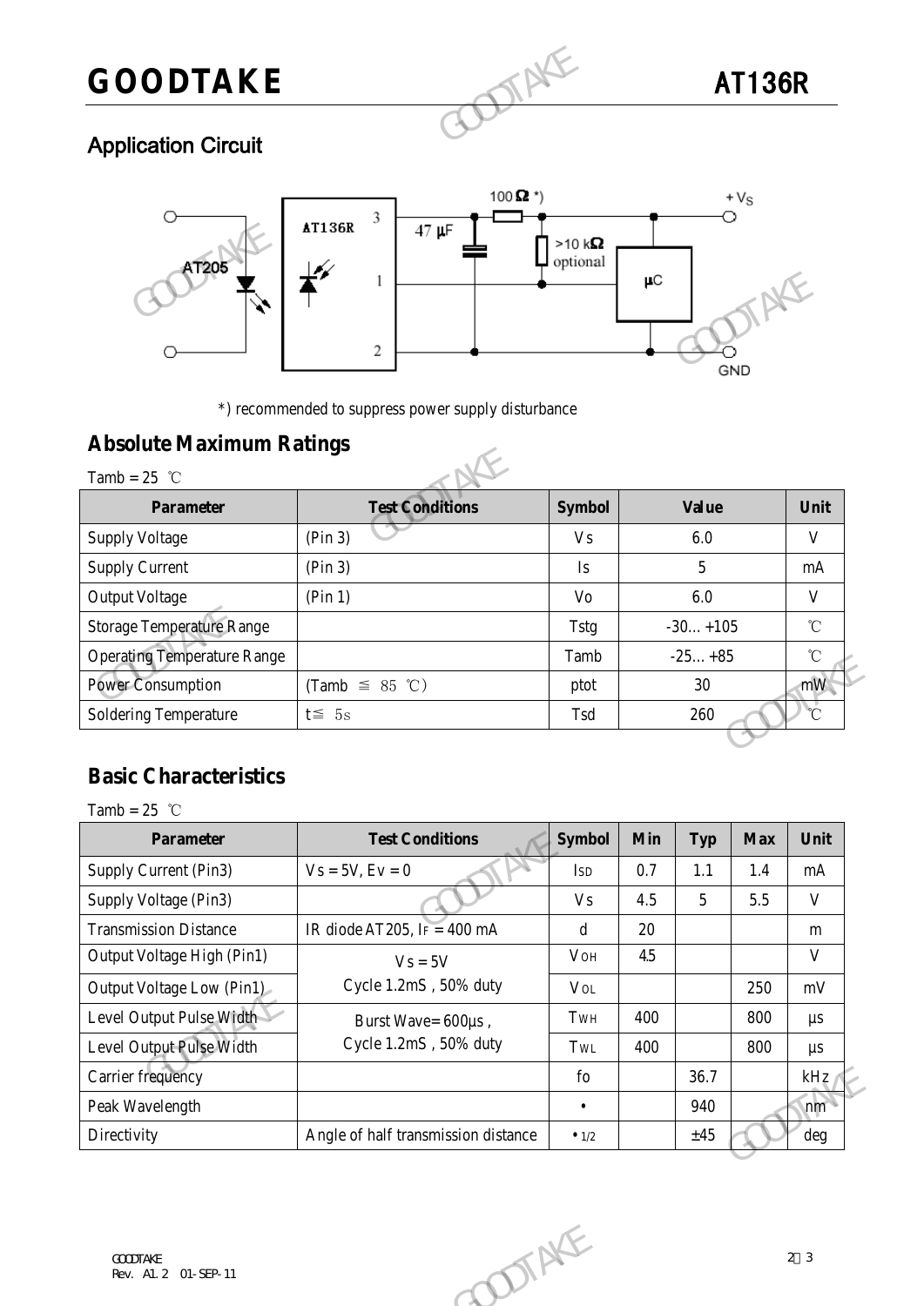## Application Circuit

*) recommended to suppress power supply disturbance

## Absolute Maximum Ratings

Tamb = 25 ℃

| Parameter | Test Conditions | Symbol | Value | Unit |
|---|---|---|---|---|
| Supply Voltage | (Pin 3) | Vs | 6.0 | V |
| Supply Current | (Pin 3) | Is | 5 | mA |
| Output Voltage | (Pin 1) | Vo | 6.0 | V |
| Storage Temperature Range | | Tstg | -30… +105 | ℃ |
| Operating Temperature Range | | Tamb | -25… +85 | ℃ |
| Power Consumption | (Tamb ≦ 85 ℃) | ptot | 30 | mW |
| Soldering Temperature | t≦ 5s | Tsd | 260 | ℃ |

## Basic Characteristics

Tamb = 25 ℃

| Parameter | Test Conditions | Symbol | Min | Typ | Max | Unit |
|---|---|---|---|---|---|---|
| Supply Current (Pin3) | Vs = 5V, Ev = 0 | $I_{SD}$ | 0.7 | 1.1 | 1.4 | mA |
| Supply Voltage (Pin3) | | Vs | 4.5 | 5 | 5.5 | V |
| Transmission Distance | IR diode AT205, $I_F$ = 400 mA | d | 20 | | | m |
| Output Voltage High (Pin1) | Vs = 5V<br>Cycle 1.2mS , 50% duty | $V_{OH}$ | 4.5 | | | V |
| Output Voltage Low (Pin1) | | $V_{OL}$ | | | 250 | mV |
| Level Output Pulse Width | Burst Wave= 600μs ,<br>Cycle 1.2mS , 50% duty | $T_{WH}$ | 400 | | 800 | μs |
| Level Output Pulse Width | | $T_{WL}$ | 400 | | 800 | μs |
| Carrier frequency | | fo | | 36.7 | | kHz |
| Peak Wavelength | | • | | 940 | | nm |
| Directivity | Angle of half transmission distance | $•_{1/2}$ | | ±45 | | deg |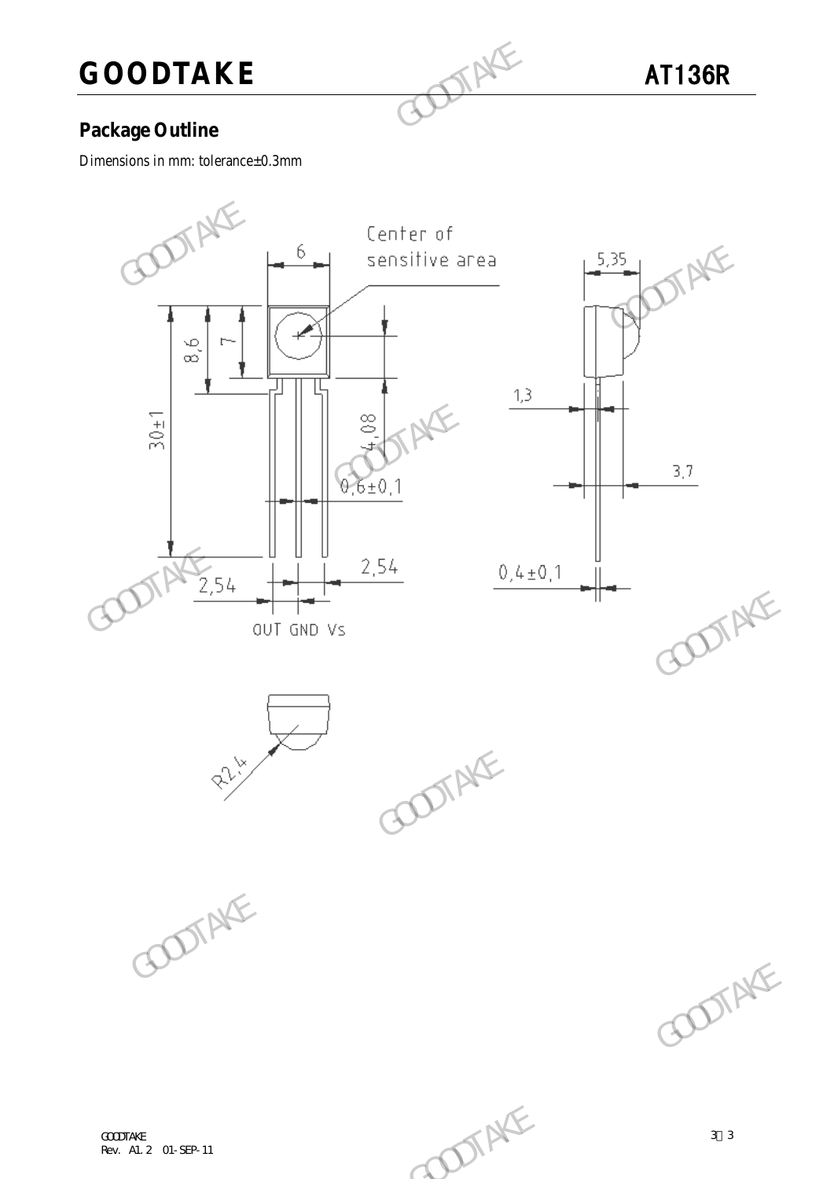## Package Outline

Dimensions in mm: tolerance±0.3mm

Center of sensitive area

6

5,35

8,6

7

30±1

4,08

1,3

3,7

0,6±0,1

2,54

2,54

0,4±0,1

OUT GND Vs

R2,4